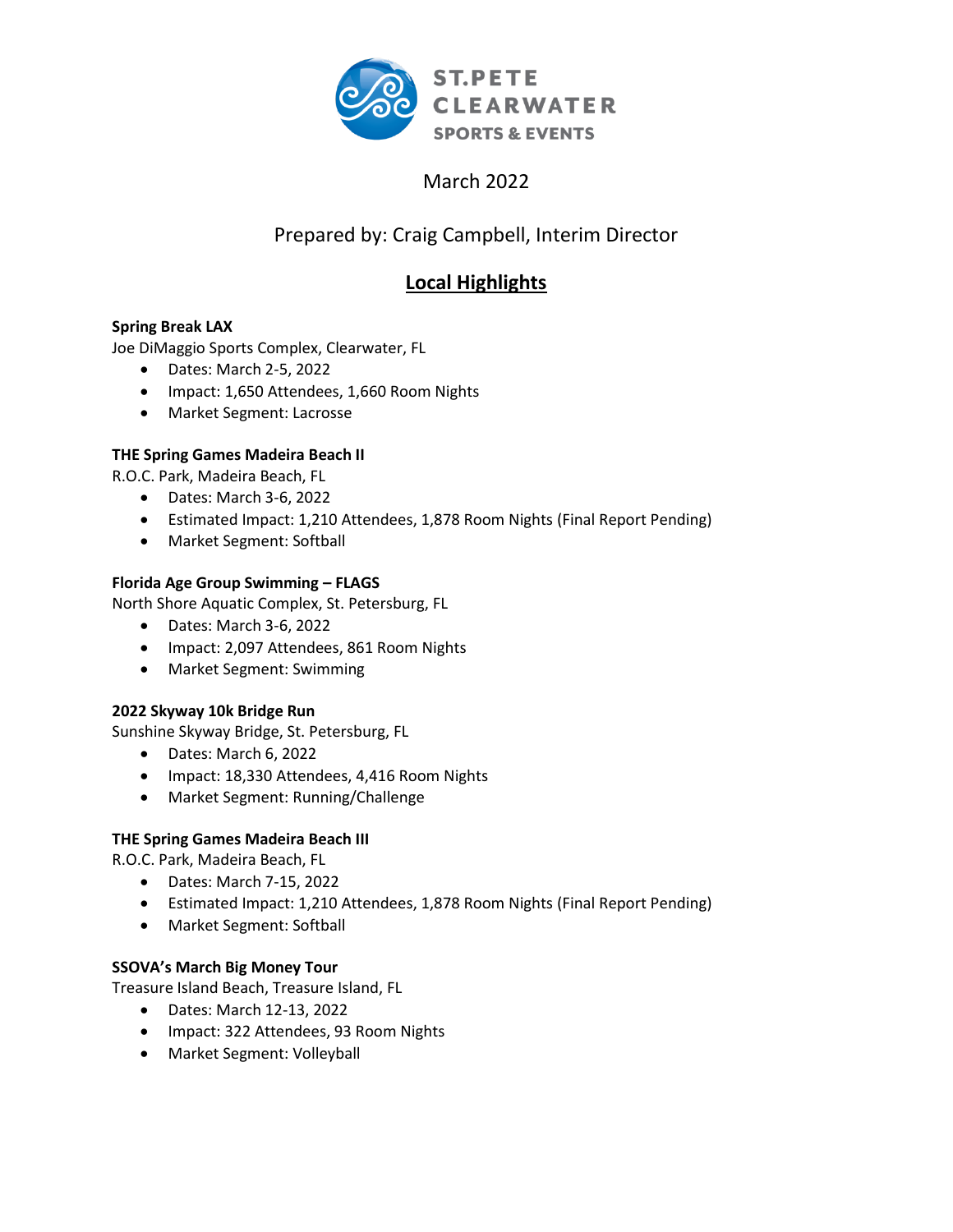ST.PETE CLEARWATER SPORTS & EVENTS

March 2022

Prepared by: Craig Campbell, Interim Director

# Local Highlights

**Spring Break LAX**
Joe DiMaggio Sports Complex, Clearwater, FL

- Dates: March 2-5, 2022
- Impact: 1,650 Attendees, 1,660 Room Nights
- Market Segment: Lacrosse

**THE Spring Games Madeira Beach II**
R.O.C. Park, Madeira Beach, FL

- Dates: March 3-6, 2022
- Estimated Impact: 1,210 Attendees, 1,878 Room Nights (Final Report Pending)
- Market Segment: Softball

**Florida Age Group Swimming – FLAGS**
North Shore Aquatic Complex, St. Petersburg, FL

- Dates: March 3-6, 2022
- Impact: 2,097 Attendees, 861 Room Nights
- Market Segment: Swimming

**2022 Skyway 10k Bridge Run**
Sunshine Skyway Bridge, St. Petersburg, FL

- Dates: March 6, 2022
- Impact: 18,330 Attendees, 4,416 Room Nights
- Market Segment: Running/Challenge

**THE Spring Games Madeira Beach III**
R.O.C. Park, Madeira Beach, FL

- Dates: March 7-15, 2022
- Estimated Impact: 1,210 Attendees, 1,878 Room Nights (Final Report Pending)
- Market Segment: Softball

**SSOVA's March Big Money Tour**
Treasure Island Beach, Treasure Island, FL

- Dates: March 12-13, 2022
- Impact: 322 Attendees, 93 Room Nights
- Market Segment: Volleyball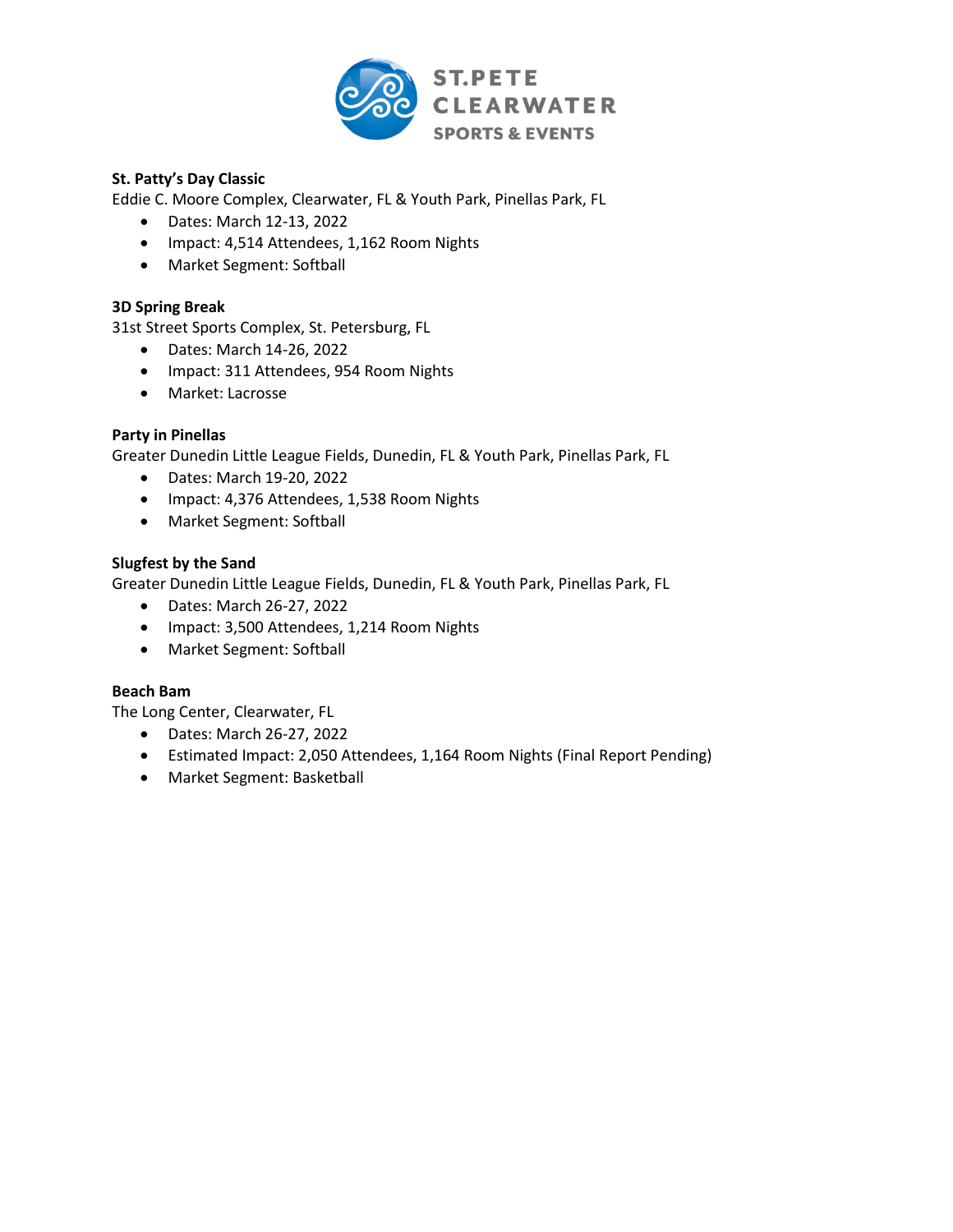**St. Patty's Day Classic**

Eddie C. Moore Complex, Clearwater, FL & Youth Park, Pinellas Park, FL

- Dates: March 12-13, 2022
- Impact: 4,514 Attendees, 1,162 Room Nights
- Market Segment: Softball

**3D Spring Break**

31st Street Sports Complex, St. Petersburg, FL

- Dates: March 14-26, 2022
- Impact: 311 Attendees, 954 Room Nights
- Market: Lacrosse

**Party in Pinellas**

Greater Dunedin Little League Fields, Dunedin, FL & Youth Park, Pinellas Park, FL

- Dates: March 19-20, 2022
- Impact: 4,376 Attendees, 1,538 Room Nights
- Market Segment: Softball

**Slugfest by the Sand**

Greater Dunedin Little League Fields, Dunedin, FL & Youth Park, Pinellas Park, FL

- Dates: March 26-27, 2022
- Impact: 3,500 Attendees, 1,214 Room Nights
- Market Segment: Softball

**Beach Bam**

The Long Center, Clearwater, FL

- Dates: March 26-27, 2022
- Estimated Impact: 2,050 Attendees, 1,164 Room Nights (Final Report Pending)
- Market Segment: Basketball